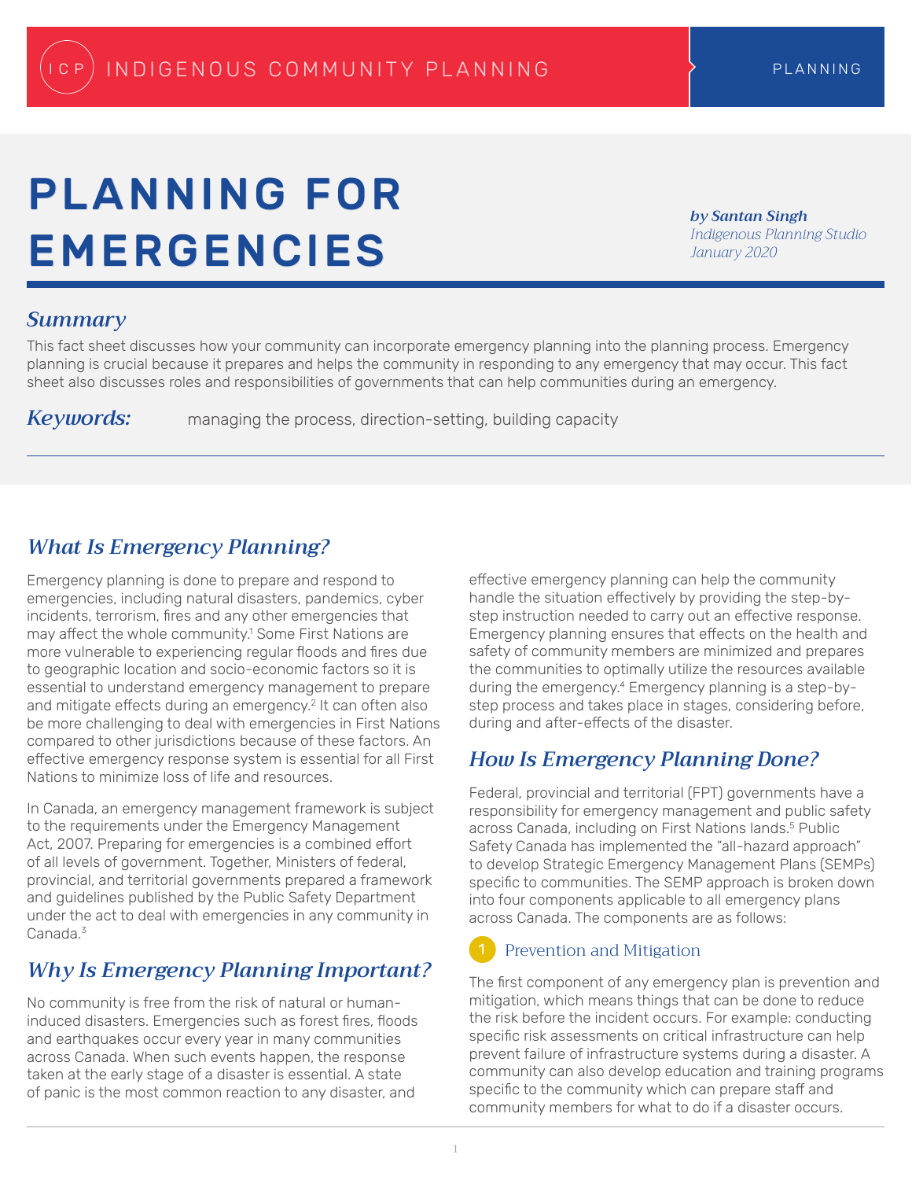ICP INDIGENOUS COMMUNITY PLANNING — PLANNING

# PLANNING FOR EMERGENCIES

***by Santan Singh***
*Indigenous Planning Studio*
*January 2020*

## *Summary*

This fact sheet discusses how your community can incorporate emergency planning into the planning process. Emergency planning is crucial because it prepares and helps the community in responding to any emergency that may occur. This fact sheet also discusses roles and responsibilities of governments that can help communities during an emergency.

***Keywords:*** managing the process, direction-setting, building capacity

## *What Is Emergency Planning?*

Emergency planning is done to prepare and respond to emergencies, including natural disasters, pandemics, cyber incidents, terrorism, fires and any other emergencies that may affect the whole community.[1] Some First Nations are more vulnerable to experiencing regular floods and fires due to geographic location and socio-economic factors so it is essential to understand emergency management to prepare and mitigate effects during an emergency.[2] It can often also be more challenging to deal with emergencies in First Nations compared to other jurisdictions because of these factors. An effective emergency response system is essential for all First Nations to minimize loss of life and resources.

In Canada, an emergency management framework is subject to the requirements under the Emergency Management Act, 2007. Preparing for emergencies is a combined effort of all levels of government. Together, Ministers of federal, provincial, and territorial governments prepared a framework and guidelines published by the Public Safety Department under the act to deal with emergencies in any community in Canada.[3]

## *Why Is Emergency Planning Important?*

No community is free from the risk of natural or human-induced disasters. Emergencies such as forest fires, floods and earthquakes occur every year in many communities across Canada. When such events happen, the response taken at the early stage of a disaster is essential. A state of panic is the most common reaction to any disaster, and effective emergency planning can help the community handle the situation effectively by providing the step-by-step instruction needed to carry out an effective response. Emergency planning ensures that effects on the health and safety of community members are minimized and prepares the communities to optimally utilize the resources available during the emergency.[4] Emergency planning is a step-by-step process and takes place in stages, considering before, during and after-effects of the disaster.

## *How Is Emergency Planning Done?*

Federal, provincial and territorial (FPT) governments have a responsibility for emergency management and public safety across Canada, including on First Nations lands.[5] Public Safety Canada has implemented the "all-hazard approach" to develop Strategic Emergency Management Plans (SEMPs) specific to communities. The SEMP approach is broken down into four components applicable to all emergency plans across Canada. The components are as follows:

### 1. Prevention and Mitigation

The first component of any emergency plan is prevention and mitigation, which means things that can be done to reduce the risk before the incident occurs. For example: conducting specific risk assessments on critical infrastructure can help prevent failure of infrastructure systems during a disaster. A community can also develop education and training programs specific to the community which can prepare staff and community members for what to do if a disaster occurs.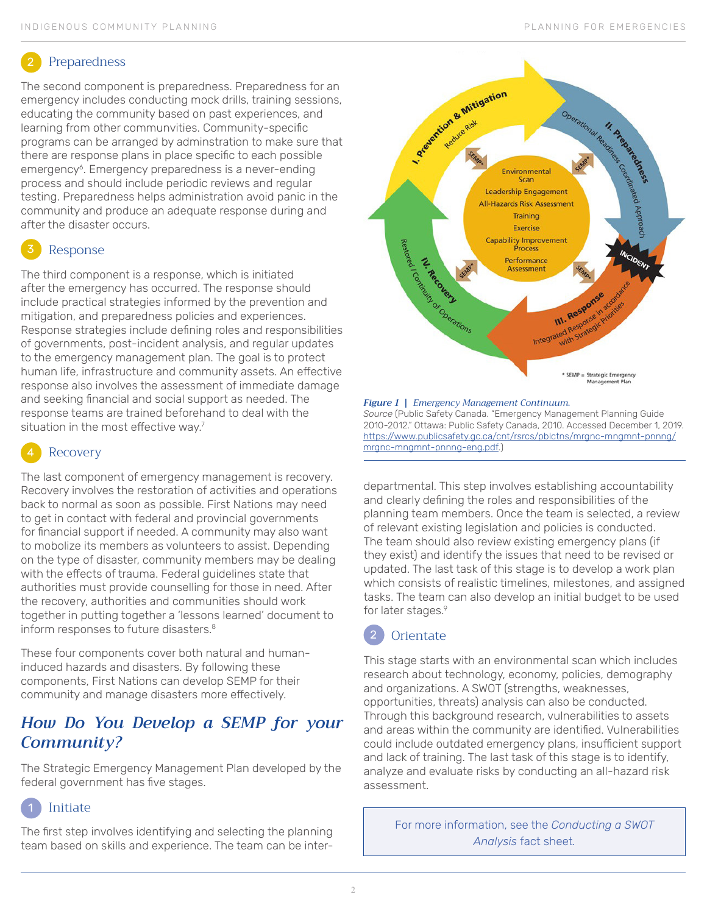## 2 Preparedness

The second component is preparedness. Preparedness for an emergency includes conducting mock drills, training sessions, educating the community based on past experiences, and learning from other communvities. Community-specific programs can be arranged by adminstration to make sure that there are response plans in place specific to each possible emergency[6]. Emergency preparedness is a never-ending process and should include periodic reviews and regular testing. Preparedness helps administration avoid panic in the community and produce an adequate response during and after the disaster occurs.

## 3 Response

The third component is a response, which is initiated after the emergency has occurred. The response should include practical strategies informed by the prevention and mitigation, and preparedness policies and experiences. Response strategies include defining roles and responsibilities of governments, post-incident analysis, and regular updates to the emergency management plan. The goal is to protect human life, infrastructure and community assets. An effective response also involves the assessment of immediate damage and seeking financial and social support as needed. The response teams are trained beforehand to deal with the situation in the most effective way.[7]

## 4 Recovery

The last component of emergency management is recovery. Recovery involves the restoration of activities and operations back to normal as soon as possible. First Nations may need to get in contact with federal and provincial governments for financial support if needed. A community may also want to mobolize its members as volunteers to assist. Depending on the type of disaster, community members may be dealing with the effects of trauma. Federal guidelines state that authorities must provide counselling for those in need. After the recovery, authorities and communities should work together in putting together a 'lessons learned' document to inform responses to future disasters.[8]

These four components cover both natural and human-induced hazards and disasters. By following these components, First Nations can develop SEMP for their community and manage disasters more effectively.

*Figure 1 | Emergency Management Continuum.*
*Source* (Public Safety Canada. "Emergency Management Planning Guide 2010-2012." Ottawa: Public Safety Canada, 2010. Accessed December 1, 2019. https://www.publicsafety.gc.ca/cnt/rsrcs/pblctns/mrgnc-mngmnt-pnnng/mrgnc-mngmnt-pnnng-eng.pdf.)

# *How Do You Develop a SEMP for your Community?*

The Strategic Emergency Management Plan developed by the federal government has five stages.

## 1 Initiate

The first step involves identifying and selecting the planning team based on skills and experience. The team can be inter-departmental. This step involves establishing accountability and clearly defining the roles and responsibilities of the planning team members. Once the team is selected, a review of relevant existing legislation and policies is conducted. The team should also review existing emergency plans (if they exist) and identify the issues that need to be revised or updated. The last task of this stage is to develop a work plan which consists of realistic timelines, milestones, and assigned tasks. The team can also develop an initial budget to be used for later stages.[9]

## 2 Orientate

This stage starts with an environmental scan which includes research about technology, economy, policies, demography and organizations. A SWOT (strengths, weaknesses, opportunities, threats) analysis can also be conducted. Through this background research, vulnerabilities to assets and areas within the community are identified. Vulnerabilities could include outdated emergency plans, insufficient support and lack of training. The last task of this stage is to identify, analyze and evaluate risks by conducting an all-hazard risk assessment.

For more information, see the *Conducting a SWOT Analysis* fact sheet.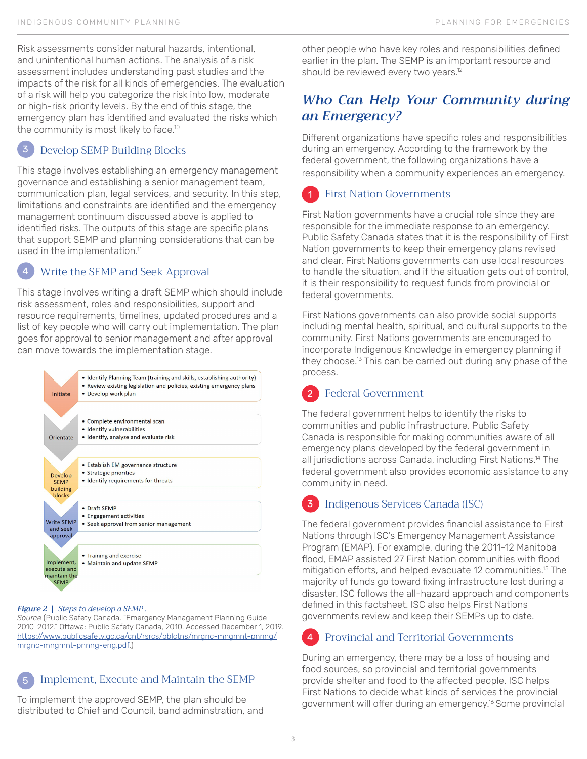Risk assessments consider natural hazards, intentional, and unintentional human actions. The analysis of a risk assessment includes understanding past studies and the impacts of the risk for all kinds of emergencies. The evaluation of a risk will help you categorize the risk into low, moderate or high-risk priority levels. By the end of this stage, the emergency plan has identified and evaluated the risks which the community is most likely to face.[10]

### 3 Develop SEMP Building Blocks

This stage involves establishing an emergency management governance and establishing a senior management team, communication plan, legal services, and security. In this step, limitations and constraints are identified and the emergency management continuum discussed above is applied to identified risks. The outputs of this stage are specific plans that support SEMP and planning considerations that can be used in the implementation.[11]

### 4 Write the SEMP and Seek Approval

This stage involves writing a draft SEMP which should include risk assessment, roles and responsibilities, support and resource requirements, timelines, updated procedures and a list of key people who will carry out implementation. The plan goes for approval to senior management and after approval can move towards the implementation stage.

| Step | Activities |
|---|---|
| Initiate | • Identify Planning Team (training and skills, establishing authority)<br>• Review existing legislation and policies, existing emergency plans<br>• Develop work plan |
| Orientate | • Complete environmental scan<br>• Identify vulnerabilities<br>• Identify, analyze and evaluate risk |
| Develop SEMP building blocks | • Establish EM governance structure<br>• Strategic priorities<br>• Identify requirements for threats |
| Write SEMP and seek approval | • Draft SEMP<br>• Engagement activities<br>• Seek approval from senior management |
| Implement, execute and maintain the SEMP | • Training and exercise<br>• Maintain and update SEMP |

*Figure 2* | *Steps to develop a SEMP*.
*Source* (Public Safety Canada. "Emergency Management Planning Guide 2010–2012." Ottawa: Public Safety Canada, 2010. Accessed December 1, 2019. https://www.publicsafety.gc.ca/cnt/rsrcs/pblctns/mrgnc-mngmnt-pnnng/mrgnc-mngmnt-pnnng-eng.pdf.)

### 5 Implement, Execute and Maintain the SEMP

To implement the approved SEMP, the plan should be distributed to Chief and Council, band adminstration, and other people who have key roles and responsibilities defined earlier in the plan. The SEMP is an important resource and should be reviewed every two years.[12]

## *Who Can Help Your Community during an Emergency?*

Different organizations have specific roles and responsibilities during an emergency. According to the framework by the federal government, the following organizations have a responsibility when a community experiences an emergency.

### 1 First Nation Governments

First Nation governments have a crucial role since they are responsible for the immediate response to an emergency. Public Safety Canada states that it is the responsibility of First Nation governments to keep their emergency plans revised and clear. First Nations governments can use local resources to handle the situation, and if the situation gets out of control, it is their responsibility to request funds from provincial or federal governments.

First Nations governments can also provide social supports including mental health, spiritual, and cultural supports to the community. First Nations governments are encouraged to incorporate Indigenous Knowledge in emergency planning if they choose.[13] This can be carried out during any phase of the process.

### 2 Federal Government

The federal government helps to identify the risks to communities and public infrastructure. Public Safety Canada is responsible for making communities aware of all emergency plans developed by the federal government in all jurisdictions across Canada, including First Nations.[14] The federal government also provides economic assistance to any community in need.

### 3 Indigenous Services Canada (ISC)

The federal government provides financial assistance to First Nations through ISC's Emergency Management Assistance Program (EMAP). For example, during the 2011–12 Manitoba flood, EMAP assisted 27 First Nation communities with flood mitigation efforts, and helped evacuate 12 communities.[15] The majority of funds go toward fixing infrastructure lost during a disaster. ISC follows the all-hazard approach and components defined in this factsheet. ISC also helps First Nations governments review and keep their SEMPs up to date.

### 4 Provincial and Territorial Governments

During an emergency, there may be a loss of housing and food sources, so provincial and territorial governments provide shelter and food to the affected people. ISC helps First Nations to decide what kinds of services the provincial government will offer during an emergency.[16] Some provincial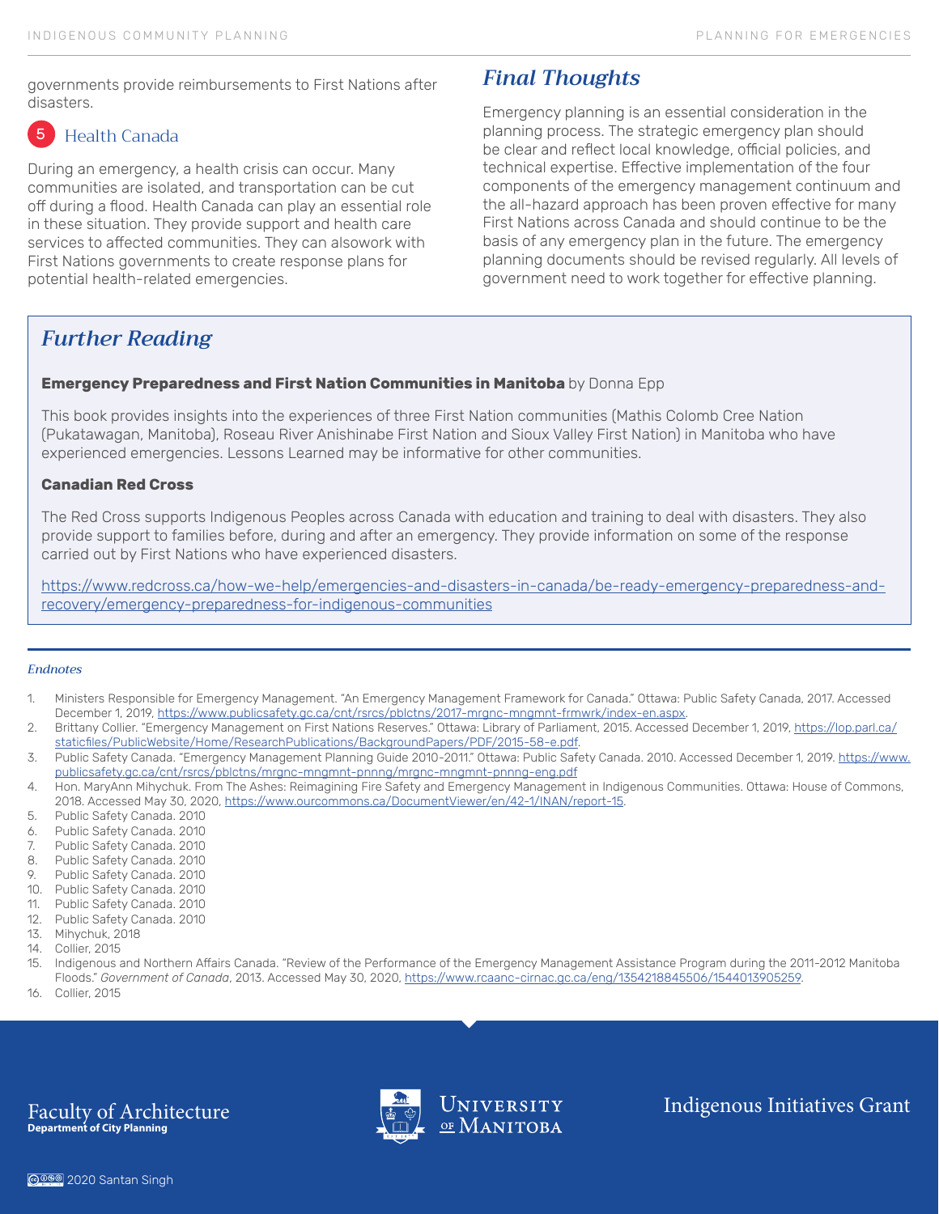governments provide reimbursements to First Nations after disasters.

### 5 Health Canada

During an emergency, a health crisis can occur. Many communities are isolated, and transportation can be cut off during a flood. Health Canada can play an essential role in these situation. They provide support and health care services to affected communities. They can alsowork with First Nations governments to create response plans for potential health-related emergencies.

## *Final Thoughts*

Emergency planning is an essential consideration in the planning process. The strategic emergency plan should be clear and reflect local knowledge, official policies, and technical expertise. Effective implementation of the four components of the emergency management continuum and the all-hazard approach has been proven effective for many First Nations across Canada and should continue to be the basis of any emergency plan in the future. The emergency planning documents should be revised regularly. All levels of government need to work together for effective planning.

## *Further Reading*

**Emergency Preparedness and First Nation Communities in Manitoba** by Donna Epp

This book provides insights into the experiences of three First Nation communities (Mathis Colomb Cree Nation (Pukatawagan, Manitoba), Roseau River Anishinabe First Nation and Sioux Valley First Nation) in Manitoba who have experienced emergencies. Lessons Learned may be informative for other communities.

**Canadian Red Cross**

The Red Cross supports Indigenous Peoples across Canada with education and training to deal with disasters. They also provide support to families before, during and after an emergency. They provide information on some of the response carried out by First Nations who have experienced disasters.

https://www.redcross.ca/how-we-help/emergencies-and-disasters-in-canada/be-ready-emergency-preparedness-and-recovery/emergency-preparedness-for-indigenous-communities

*Endnotes*

1. Ministers Responsible for Emergency Management. "An Emergency Management Framework for Canada." Ottawa: Public Safety Canada, 2017. Accessed December 1, 2019, https://www.publicsafety.gc.ca/cnt/rsrcs/pblctns/2017-mrgnc-mngmnt-frmwrk/index-en.aspx.
2. Brittany Collier. "Emergency Management on First Nations Reserves." Ottawa: Library of Parliament, 2015. Accessed December 1, 2019, https://lop.parl.ca/staticfiles/PublicWebsite/Home/ResearchPublications/BackgroundPapers/PDF/2015-58-e.pdf.
3. Public Safety Canada. "Emergency Management Planning Guide 2010-2011." Ottawa: Public Safety Canada. 2010. Accessed December 1, 2019. https://www.publicsafety.gc.ca/cnt/rsrcs/pblctns/mrgnc-mngmnt-pnnng/mrgnc-mngmnt-pnnng-eng.pdf
4. Hon. MaryAnn Mihychuk. From The Ashes: Reimagining Fire Safety and Emergency Management in Indigenous Communities. Ottawa: House of Commons, 2018. Accessed May 30, 2020, https://www.ourcommons.ca/DocumentViewer/en/42-1/INAN/report-15.
5. Public Safety Canada. 2010
6. Public Safety Canada. 2010
7. Public Safety Canada. 2010
8. Public Safety Canada. 2010
9. Public Safety Canada. 2010
10. Public Safety Canada. 2010
11. Public Safety Canada. 2010
12. Public Safety Canada. 2010
13. Mihychuk, 2018
14. Collier, 2015
15. Indigenous and Northern Affairs Canada. "Review of the Performance of the Emergency Management Assistance Program during the 2011-2012 Manitoba Floods." *Government of Canada*, 2013. Accessed May 30, 2020, https://www.rcaanc-cirnac.gc.ca/eng/1354218845506/1544013905259.
16. Collier, 2015

Faculty of Architecture
**Department of City Planning**

University of Manitoba

Indigenous Initiatives Grant

2020 Santan Singh